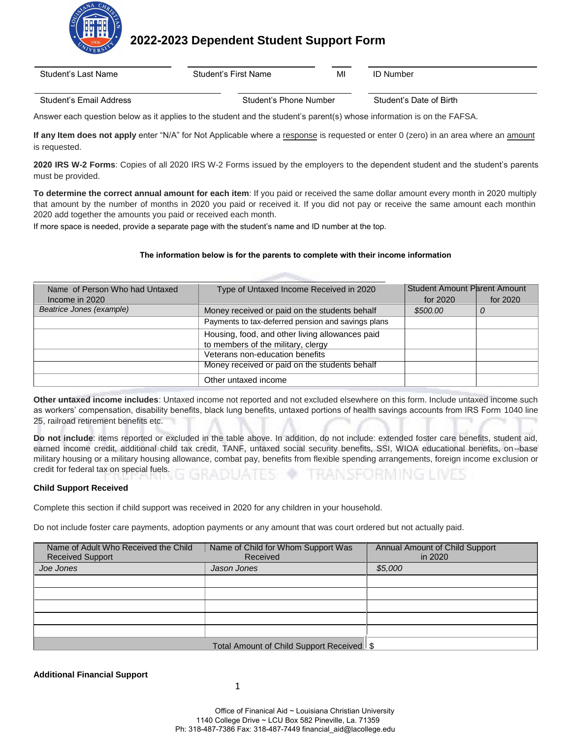# 2022-2023 Dependent Student Support Form

| Student's Last Name | Student's First Name | MI | ID Number |
|---|---|---|---|

| Student's Email Address | Student's Phone Number | Student's Date of Birth |
|---|---|---|

Answer each question below as it applies to the student and the student's parent(s) whose information is on the FAFSA.

**If any Item does not apply** enter "N/A" for Not Applicable where a response is requested or enter 0 (zero) in an area where an amount is requested.

**2020 IRS W-2 Forms**: Copies of all 2020 IRS W-2 Forms issued by the employers to the dependent student and the student's parents must be provided.

**To determine the correct annual amount for each item**: If you paid or received the same dollar amount every month in 2020 multiply that amount by the number of months in 2020 you paid or received it. If you did not pay or receive the same amount each monthin 2020 add together the amounts you paid or received each month.

If more space is needed, provide a separate page with the student's name and ID number at the top.

**The information below is for the parents to complete with their income information**

| Name of Person Who had Untaxed Income in 2020 | Type of Untaxed Income Received in 2020 | Student Amount for 2020 | Parent Amount for 2020 |
|---|---|---|---|
| *Beatrice Jones (example)* | Money received or paid on the students behalf | *$500.00* | *0* |
| | Payments to tax-deferred pension and savings plans | | |
| | Housing, food, and other living allowances paid to members of the military, clergy | | |
| | Veterans non-education benefits | | |
| | Money received or paid on the students behalf | | |
| | Other untaxed income | | |

**Other untaxed income includes**: Untaxed income not reported and not excluded elsewhere on this form. Include untaxed income such as workers' compensation, disability benefits, black lung benefits, untaxed portions of health savings accounts from IRS Form 1040 line 25, railroad retirement benefits etc.

**Do not include**: items reported or excluded in the table above. In addition, do not include: extended foster care benefits, student aid, earned income credit, additional child tax credit, TANF, untaxed social security benefits, SSI, WIOA educational benefits, on--base military housing or a military housing allowance, combat pay, benefits from flexible spending arrangements, foreign income exclusion or credit for federal tax on special fuels.

### Child Support Received

Complete this section if child support was received in 2020 for any children in your household.

Do not include foster care payments, adoption payments or any amount that was court ordered but not actually paid.

| Name of Adult Who Received the Child Support | Name of Child for Whom Support Was Received | Annual Amount of Child Support in 2020 |
|---|---|---|
| *Joe Jones* | *Jason Jones* | *$5,000* |
| | | |
| | | |
| | | |
| | | |
| | | |
| | Total Amount of Child Support Received | $ |

### Additional Financial Support

Office of Finanical Aid ~ Louisiana Christian University
1140 College Drive ~ LCU Box 582 Pineville, La. 71359
Ph: 318-487-7386 Fax: 318-487-7449 financial_aid@lacollege.edu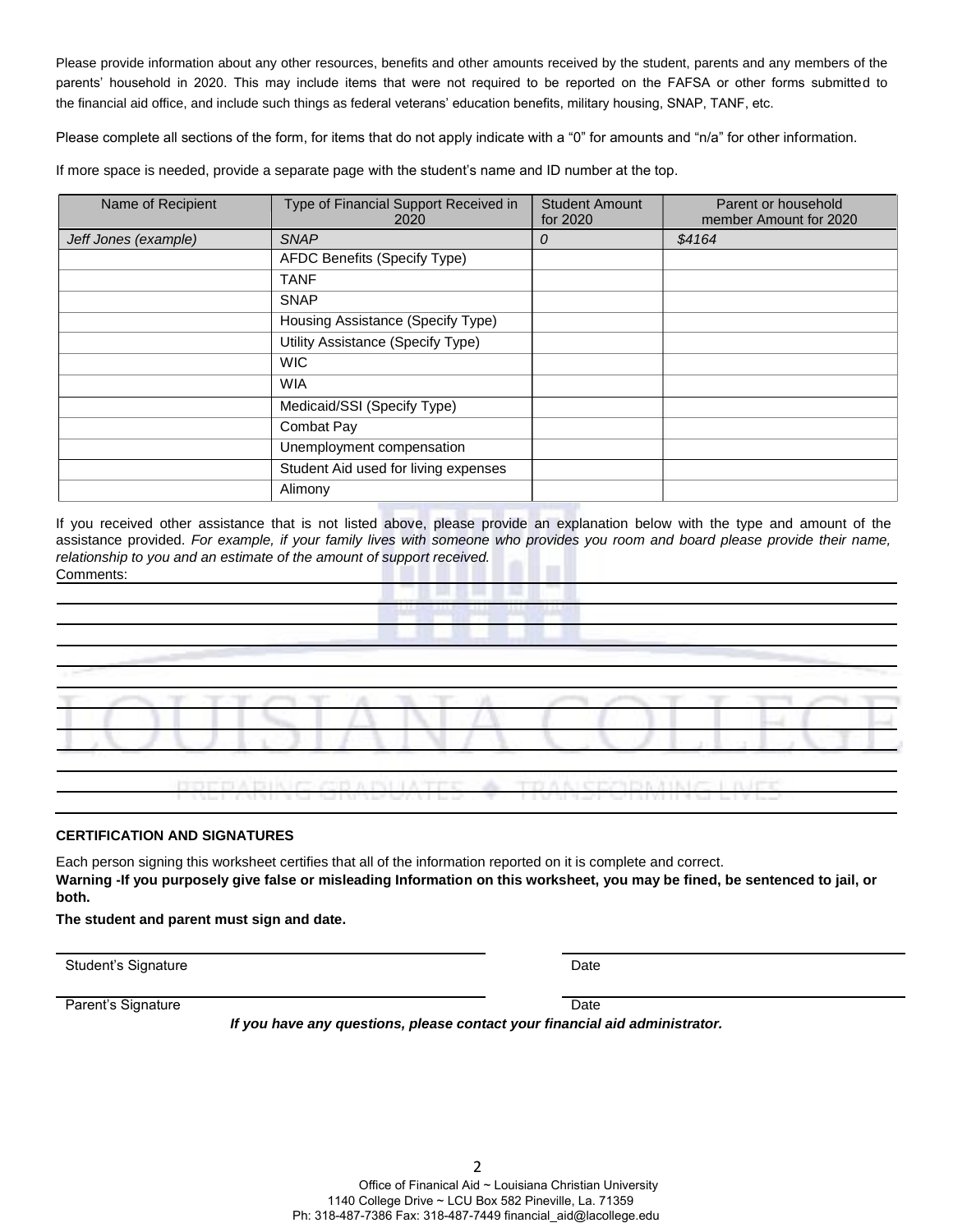Please provide information about any other resources, benefits and other amounts received by the student, parents and any members of the parents' household in 2020. This may include items that were not required to be reported on the FAFSA or other forms submitted to the financial aid office, and include such things as federal veterans' education benefits, military housing, SNAP, TANF, etc.

Please complete all sections of the form, for items that do not apply indicate with a "0" for amounts and "n/a" for other information.

If more space is needed, provide a separate page with the student's name and ID number at the top.

| Name of Recipient | Type of Financial Support Received in 2020 | Student Amount for 2020 | Parent or household member Amount for 2020 |
|---|---|---|---|
| *Jeff Jones (example)* | *SNAP* | *0* | *$4164* |
| | AFDC Benefits (Specify Type) | | |
| | TANF | | |
| | SNAP | | |
| | Housing Assistance (Specify Type) | | |
| | Utility Assistance (Specify Type) | | |
| | WIC | | |
| | WIA | | |
| | Medicaid/SSI (Specify Type) | | |
| | Combat Pay | | |
| | Unemployment compensation | | |
| | Student Aid used for living expenses | | |
| | Alimony | | |

If you received other assistance that is not listed above, please provide an explanation below with the type and amount of the assistance provided. *For example, if your family lives with someone who provides you room and board please provide their name, relationship to you and an estimate of the amount of support received.*

Comments: ______________________________________________

______________________________________________

______________________________________________

______________________________________________

______________________________________________

______________________________________________

______________________________________________

______________________________________________

______________________________________________

______________________________________________

______________________________________________

**CERTIFICATION AND SIGNATURES**

Each person signing this worksheet certifies that all of the information reported on it is complete and correct.

**Warning -If you purposely give false or misleading Information on this worksheet, you may be fined, be sentenced to jail, or both.**

**The student and parent must sign and date.**

______________________________ ______________________________

Student's Signature Date

______________________________ ______________________________

Parent's Signature Date

***If you have any questions, please contact your financial aid administrator.***

Office of Finanical Aid ~ Louisiana Christian University
1140 College Drive ~ LCU Box 582 Pineville, La. 71359
Ph: 318-487-7386 Fax: 318-487-7449 financial_aid@lacollege.edu